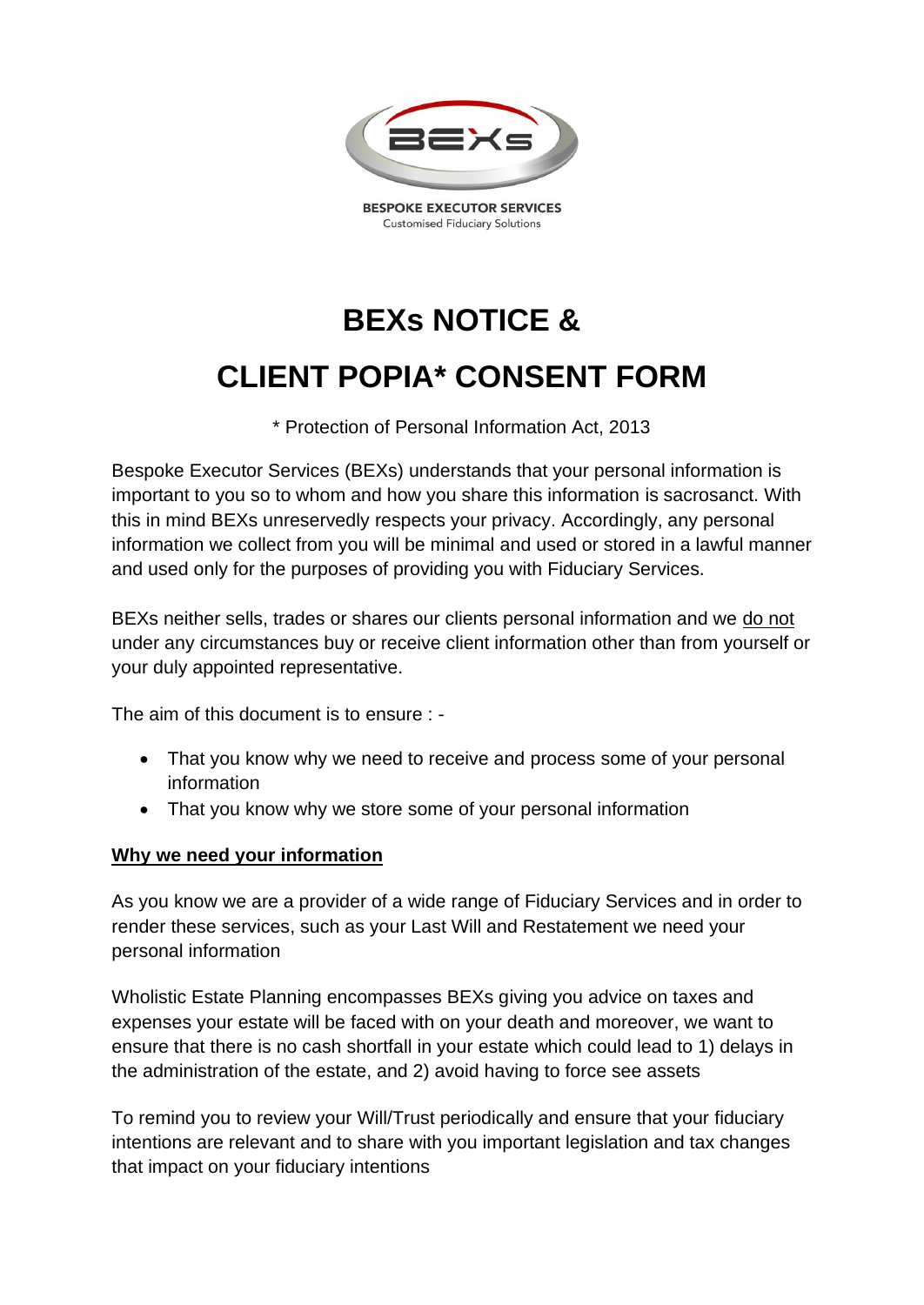BESPOKE EXECUTOR SERVICES
Customised Fiduciary Solutions

# BEXs NOTICE &

# CLIENT POPIA* CONSENT FORM

* Protection of Personal Information Act, 2013

Bespoke Executor Services (BEXs) understands that your personal information is important to you so to whom and how you share this information is sacrosanct. With this in mind BEXs unreservedly respects your privacy. Accordingly, any personal information we collect from you will be minimal and used or stored in a lawful manner and used only for the purposes of providing you with Fiduciary Services.

BEXs neither sells, trades or shares our clients personal information and we do not under any circumstances buy or receive client information other than from yourself or your duly appointed representative.

The aim of this document is to ensure : -

- That you know why we need to receive and process some of your personal information
- That you know why we store some of your personal information

**Why we need your information**

As you know we are a provider of a wide range of Fiduciary Services and in order to render these services, such as your Last Will and Restatement we need your personal information

Wholistic Estate Planning encompasses BEXs giving you advice on taxes and expenses your estate will be faced with on your death and moreover, we want to ensure that there is no cash shortfall in your estate which could lead to 1) delays in the administration of the estate, and 2) avoid having to force see assets

To remind you to review your Will/Trust periodically and ensure that your fiduciary intentions are relevant and to share with you important legislation and tax changes that impact on your fiduciary intentions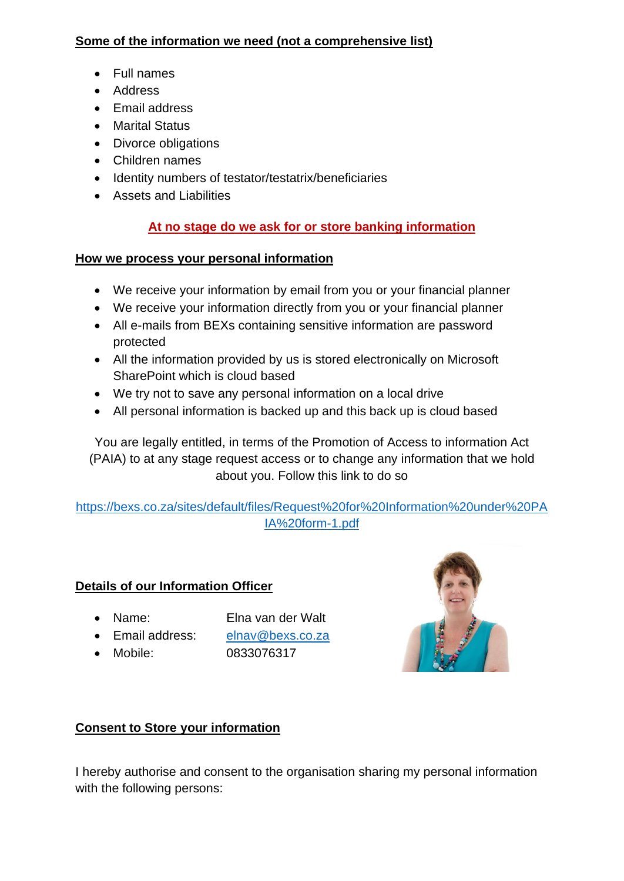## Some of the information we need (not a comprehensive list)

- Full names
- Address
- Email address
- Marital Status
- Divorce obligations
- Children names
- Identity numbers of testator/testatrix/beneficiaries
- Assets and Liabilities

**At no stage do we ask for or store banking information**

## How we process your personal information

- We receive your information by email from you or your financial planner
- We receive your information directly from you or your financial planner
- All e-mails from BEXs containing sensitive information are password protected
- All the information provided by us is stored electronically on Microsoft SharePoint which is cloud based
- We try not to save any personal information on a local drive
- All personal information is backed up and this back up is cloud based

You are legally entitled, in terms of the Promotion of Access to information Act (PAIA) to at any stage request access or to change any information that we hold about you. Follow this link to do so

https://bexs.co.za/sites/default/files/Request%20for%20Information%20under%20PAIA%20form-1.pdf

## Details of our Information Officer

- Name: Elna van der Walt
- Email address: elnav@bexs.co.za
- Mobile: 0833076317

## Consent to Store your information

I hereby authorise and consent to the organisation sharing my personal information with the following persons: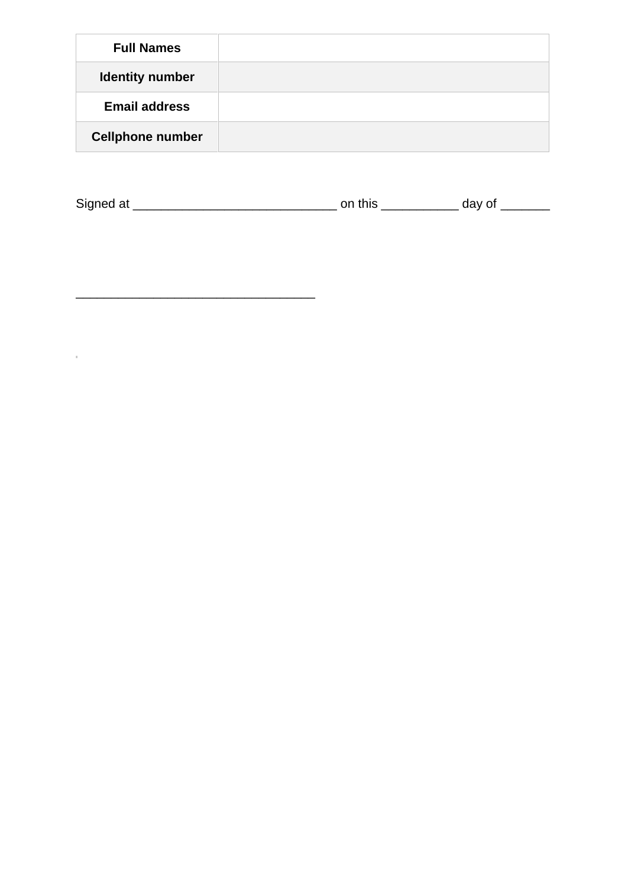| | |
|---|---|
| **Full Names** | |
| **Identity number** | |
| **Email address** | |
| **Cellphone number** | |

Signed at _____________________________ on this ___________ day of _______

_________________________________